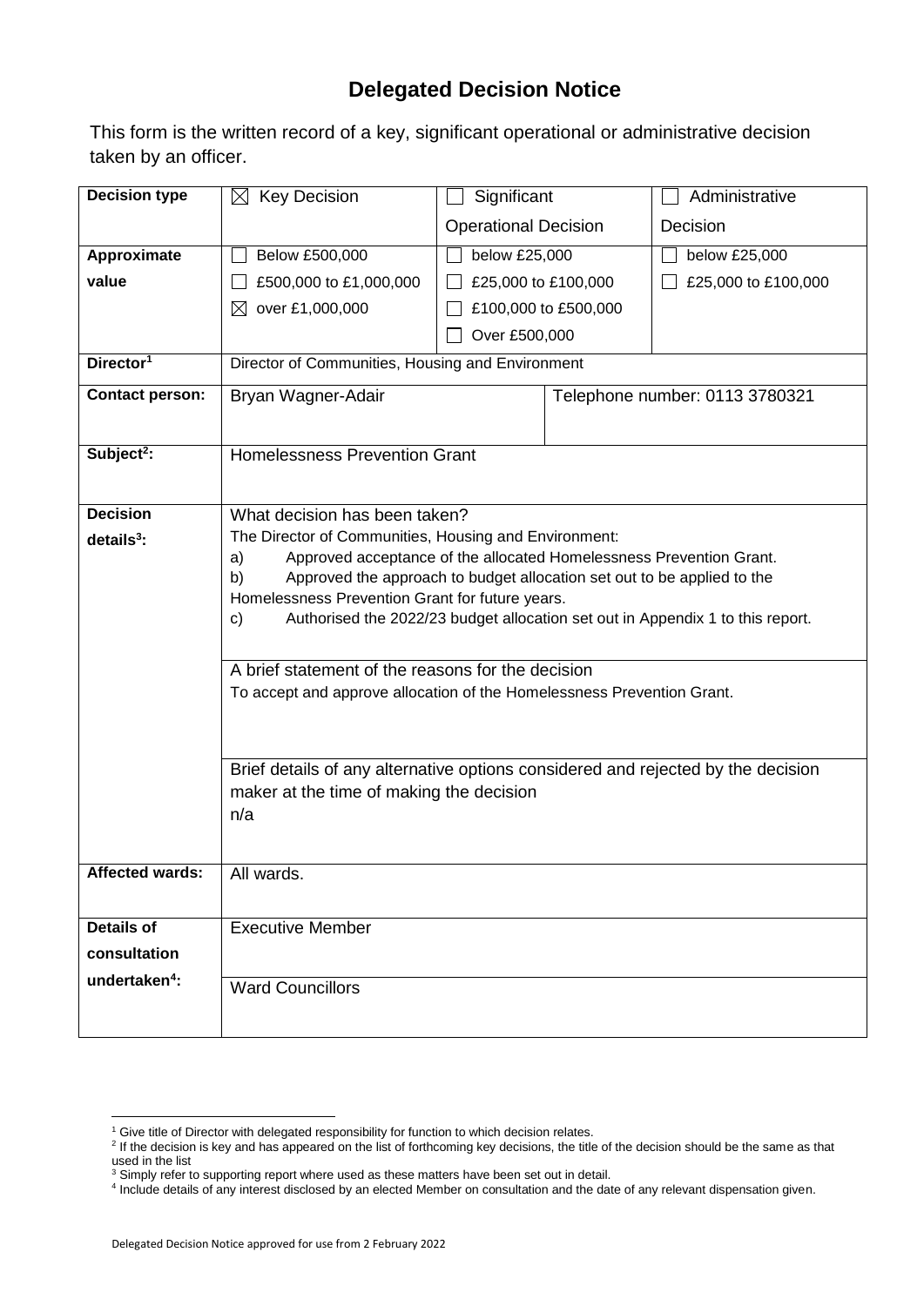# Delegated Decision Notice

This form is the written record of a key, significant operational or administrative decision taken by an officer.

| | | | | |
|---|---|---|---|---|
| **Decision type** | ☒ Key Decision | ☐ Significant Operational Decision | | ☐ Administrative Decision |
| **Approximate value** | ☐ Below £500,000<br>☐ £500,000 to £1,000,000<br>☒ over £1,000,000 | ☐ below £25,000<br>☐ £25,000 to £100,000<br>☐ £100,000 to £500,000<br>☐ Over £500,000 | | ☐ below £25,000<br>☐ £25,000 to £100,000 |
| **Director**[1] | Director of Communities, Housing and Environment | | | |
| **Contact person:** | Bryan Wagner-Adair | | Telephone number: 0113 3780321 | |
| **Subject**[2]**:** | Homelessness Prevention Grant | | | |
| **Decision details**[3]**:** | What decision has been taken?<br>The Director of Communities, Housing and Environment:<br>a) Approved acceptance of the allocated Homelessness Prevention Grant.<br>b) Approved the approach to budget allocation set out to be applied to the Homelessness Prevention Grant for future years.<br>c) Authorised the 2022/23 budget allocation set out in Appendix 1 to this report. | | | |
| | A brief statement of the reasons for the decision<br>To accept and approve allocation of the Homelessness Prevention Grant. | | | |
| | Brief details of any alternative options considered and rejected by the decision maker at the time of making the decision<br>n/a | | | |
| **Affected wards:** | All wards. | | | |
| **Details of consultation undertaken**[4]**:** | Executive Member | | | |
| | Ward Councillors | | | |

[1] Give title of Director with delegated responsibility for function to which decision relates.
[2] If the decision is key and has appeared on the list of forthcoming key decisions, the title of the decision should be the same as that used in the list
[3] Simply refer to supporting report where used as these matters have been set out in detail.
[4] Include details of any interest disclosed by an elected Member on consultation and the date of any relevant dispensation given.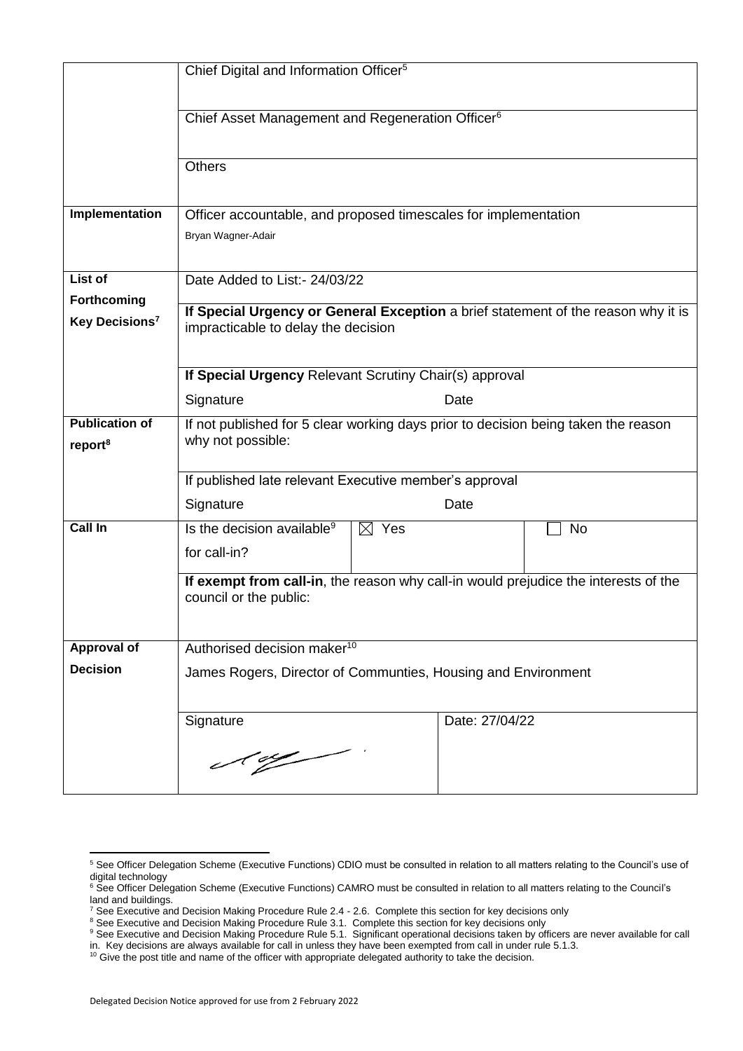| | | | | |
|---|---|---|---|---|
| | Chief Digital and Information Officer[5] | | | |
| | Chief Asset Management and Regeneration Officer[6] | | | |
| | Others | | | |
| **Implementation** | Officer accountable, and proposed timescales for implementation<br>Bryan Wagner-Adair | | | |
| **List of Forthcoming Key Decisions[7]** | Date Added to List:- 24/03/22 | | | |
| | **If Special Urgency or General Exception** a brief statement of the reason why it is impracticable to delay the decision | | | |
| | **If Special Urgency** Relevant Scrutiny Chair(s) approval<br>Signature | | Date | |
| **Publication of report[8]** | If not published for 5 clear working days prior to decision being taken the reason why not possible: | | | |
| | If published late relevant Executive member's approval<br>Signature | | Date | |
| **Call In** | Is the decision available[9] for call-in? | ☒ Yes | | ☐ No |
| | **If exempt from call-in**, the reason why call-in would prejudice the interests of the council or the public: | | | |
| **Approval of Decision** | Authorised decision maker[10]<br>James Rogers, Director of Communties, Housing and Environment | | | |
| | Signature | | Date: 27/04/22 | |

[5] See Officer Delegation Scheme (Executive Functions) CDIO must be consulted in relation to all matters relating to the Council's use of digital technology

[6] See Officer Delegation Scheme (Executive Functions) CAMRO must be consulted in relation to all matters relating to the Council's land and buildings.

[7] See Executive and Decision Making Procedure Rule 2.4 - 2.6. Complete this section for key decisions only

[8] See Executive and Decision Making Procedure Rule 3.1. Complete this section for key decisions only

[9] See Executive and Decision Making Procedure Rule 5.1. Significant operational decisions taken by officers are never available for call in. Key decisions are always available for call in unless they have been exempted from call in under rule 5.1.3.

[10] Give the post title and name of the officer with appropriate delegated authority to take the decision.

Delegated Decision Notice approved for use from 2 February 2022